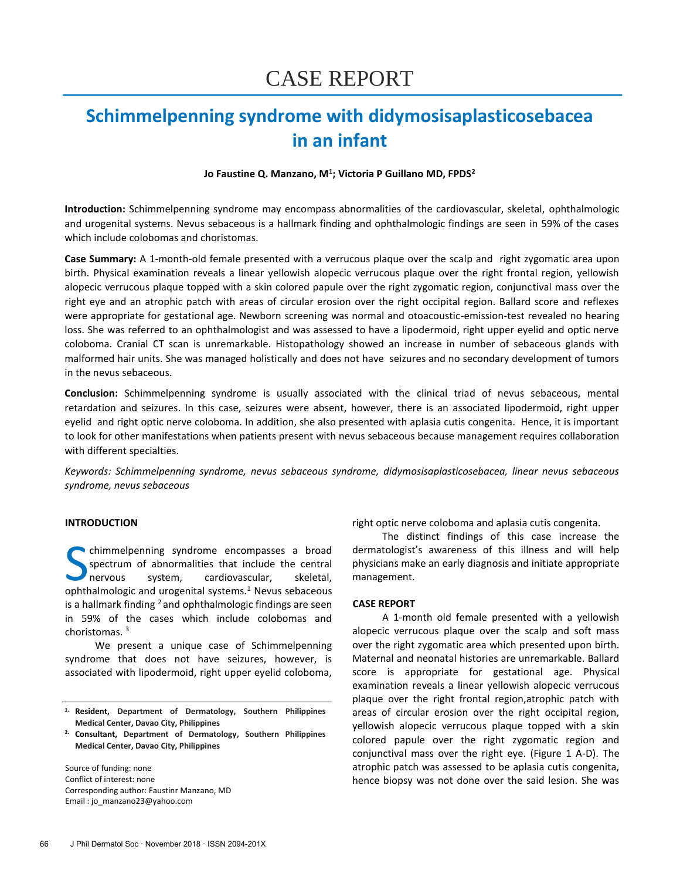# CASE REPORT

## Schimmelpenning syndrome with didymosisaplasticosebacea in an infant

**Jo Faustine Q. Manzano, M[1]; Victoria P Guillano MD, FPDS[2]**

**Introduction:** Schimmelpenning syndrome may encompass abnormalities of the cardiovascular, skeletal, ophthalmologic and urogenital systems. Nevus sebaceous is a hallmark finding and ophthalmologic findings are seen in 59% of the cases which include colobomas and choristomas.

**Case Summary:** A 1-month-old female presented with a verrucous plaque over the scalp and right zygomatic area upon birth. Physical examination reveals a linear yellowish alopecic verrucous plaque over the right frontal region, yellowish alopecic verrucous plaque topped with a skin colored papule over the right zygomatic region, conjunctival mass over the right eye and an atrophic patch with areas of circular erosion over the right occipital region. Ballard score and reflexes were appropriate for gestational age. Newborn screening was normal and otoacoustic-emission-test revealed no hearing loss. She was referred to an ophthalmologist and was assessed to have a lipodermoid, right upper eyelid and optic nerve coloboma. Cranial CT scan is unremarkable. Histopathology showed an increase in number of sebaceous glands with malformed hair units. She was managed holistically and does not have seizures and no secondary development of tumors in the nevus sebaceous.

**Conclusion:** Schimmelpenning syndrome is usually associated with the clinical triad of nevus sebaceous, mental retardation and seizures. In this case, seizures were absent, however, there is an associated lipodermoid, right upper eyelid and right optic nerve coloboma. In addition, she also presented with aplasia cutis congenita. Hence, it is important to look for other manifestations when patients present with nevus sebaceous because management requires collaboration with different specialties.

*Keywords: Schimmelpenning syndrome, nevus sebaceous syndrome, didymosisaplasticosebacea, linear nevus sebaceous syndrome, nevus sebaceous*

### INTRODUCTION

Schimmelpenning syndrome encompasses a broad spectrum of abnormalities that include the central nervous system, cardiovascular, skeletal, ophthalmologic and urogenital systems.[1] Nevus sebaceous is a hallmark finding [2] and ophthalmologic findings are seen in 59% of the cases which include colobomas and choristomas. [3]

We present a unique case of Schimmelpenning syndrome that does not have seizures, however, is associated with lipodermoid, right upper eyelid coloboma, right optic nerve coloboma and aplasia cutis congenita.

The distinct findings of this case increase the dermatologist's awareness of this illness and will help physicians make an early diagnosis and initiate appropriate management.

### CASE REPORT

A 1-month old female presented with a yellowish alopecic verrucous plaque over the scalp and soft mass over the right zygomatic area which presented upon birth. Maternal and neonatal histories are unremarkable. Ballard score is appropriate for gestational age. Physical examination reveals a linear yellowish alopecic verrucous plaque over the right frontal region,atrophic patch with areas of circular erosion over the right occipital region, yellowish alopecic verrucous plaque topped with a skin colored papule over the right zygomatic region and conjunctival mass over the right eye. (Figure 1 A-D). The atrophic patch was assessed to be aplasia cutis congenita, hence biopsy was not done over the said lesion. She was

---

[1] **Resident, Department of Dermatology, Southern Philippines Medical Center, Davao City, Philippines**

[2] **Consultant, Department of Dermatology, Southern Philippines Medical Center, Davao City, Philippines**

Source of funding: none
Conflict of interest: none
Corresponding author: Faustinr Manzano, MD
Email : jo_manzano23@yahoo.com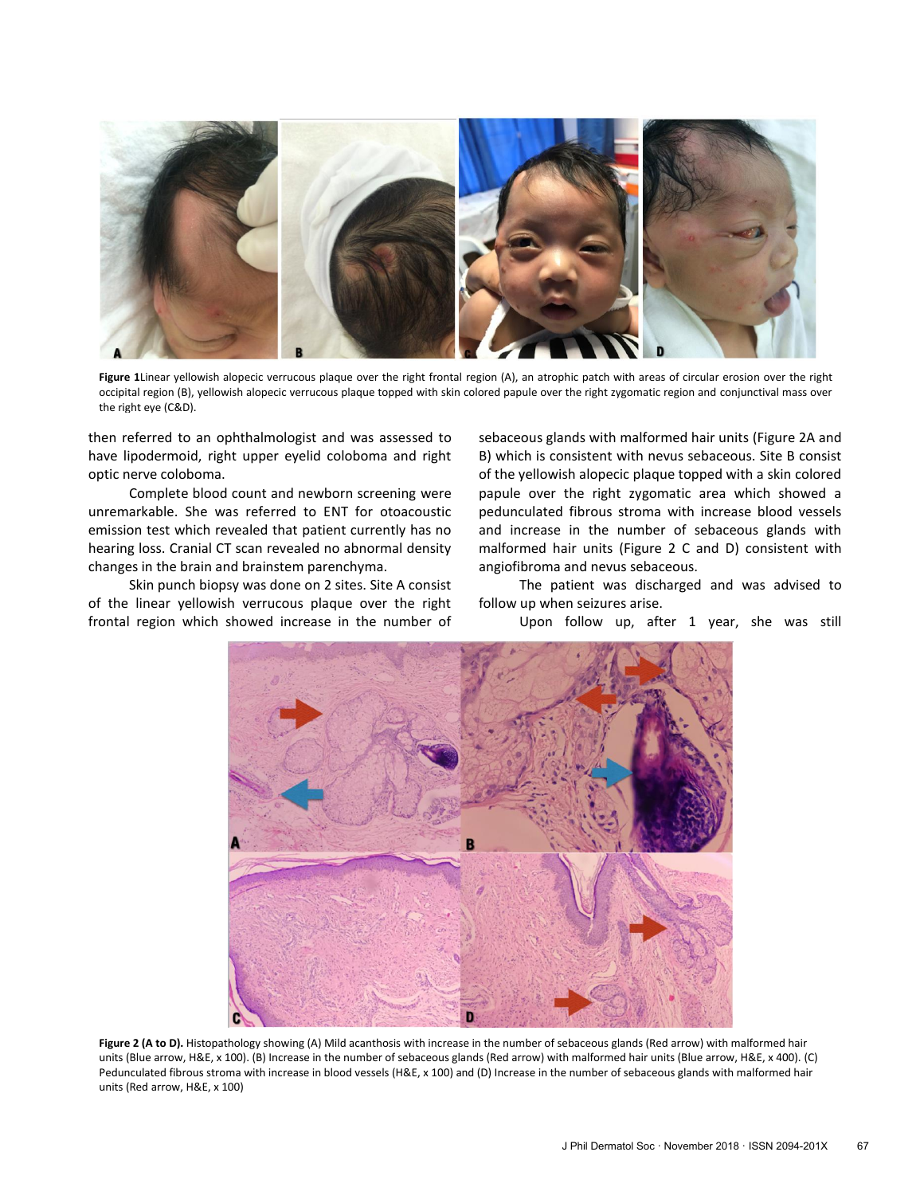**Figure 1**Linear yellowish alopecic verrucous plaque over the right frontal region (A), an atrophic patch with areas of circular erosion over the right occipital region (B), yellowish alopecic verrucous plaque topped with skin colored papule over the right zygomatic region and conjunctival mass over the right eye (C&D).

then referred to an ophthalmologist and was assessed to have lipodermoid, right upper eyelid coloboma and right optic nerve coloboma.

Complete blood count and newborn screening were unremarkable. She was referred to ENT for otoacoustic emission test which revealed that patient currently has no hearing loss. Cranial CT scan revealed no abnormal density changes in the brain and brainstem parenchyma.

Skin punch biopsy was done on 2 sites. Site A consist of the linear yellowish verrucous plaque over the right frontal region which showed increase in the number of sebaceous glands with malformed hair units (Figure 2A and B) which is consistent with nevus sebaceous. Site B consist of the yellowish alopecic plaque topped with a skin colored papule over the right zygomatic area which showed a pedunculated fibrous stroma with increase blood vessels and increase in the number of sebaceous glands with malformed hair units (Figure 2 C and D) consistent with angiofibroma and nevus sebaceous.

The patient was discharged and was advised to follow up when seizures arise.

Upon follow up, after 1 year, she was still

**Figure 2 (A to D).** Histopathology showing (A) Mild acanthosis with increase in the number of sebaceous glands (Red arrow) with malformed hair units (Blue arrow, H&E, x 100). (B) Increase in the number of sebaceous glands (Red arrow) with malformed hair units (Blue arrow, H&E, x 400). (C) Pedunculated fibrous stroma with increase in blood vessels (H&E, x 100) and (D) Increase in the number of sebaceous glands with malformed hair units (Red arrow, H&E, x 100)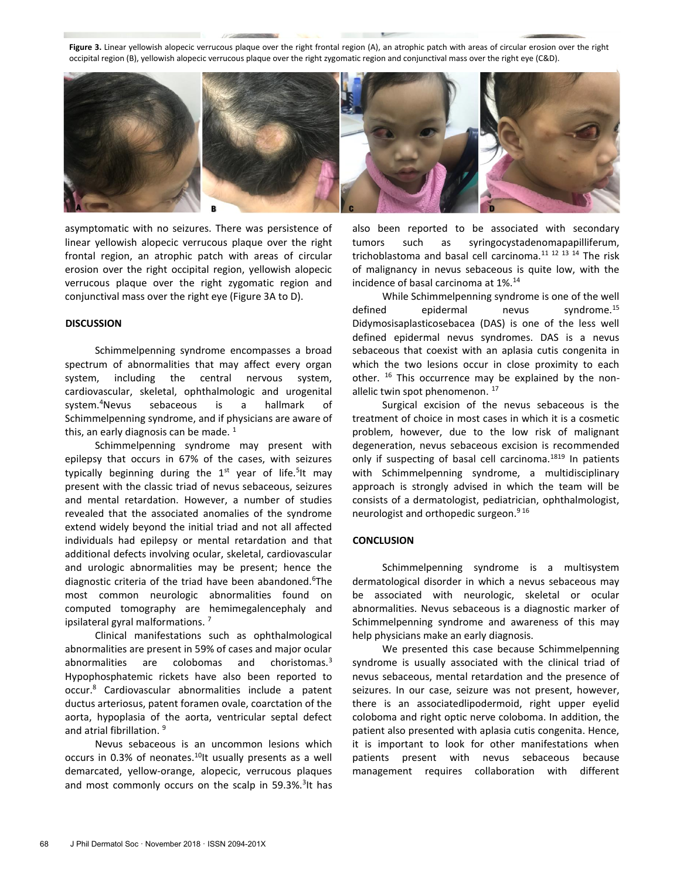**Figure 3.** Linear yellowish alopecic verrucous plaque over the right frontal region (A), an atrophic patch with areas of circular erosion over the right occipital region (B), yellowish alopecic verrucous plaque over the right zygomatic region and conjunctival mass over the right eye (C&D).

asymptomatic with no seizures. There was persistence of linear yellowish alopecic verrucous plaque over the right frontal region, an atrophic patch with areas of circular erosion over the right occipital region, yellowish alopecic verrucous plaque over the right zygomatic region and conjunctival mass over the right eye (Figure 3A to D).

## DISCUSSION

Schimmelpenning syndrome encompasses a broad spectrum of abnormalities that may affect every organ system, including the central nervous system, cardiovascular, skeletal, ophthalmologic and urogenital system.[4]Nevus sebaceous is a hallmark of Schimmelpenning syndrome, and if physicians are aware of this, an early diagnosis can be made. [1]

Schimmelpenning syndrome may present with epilepsy that occurs in 67% of the cases, with seizures typically beginning during the 1st year of life.[5]It may present with the classic triad of nevus sebaceous, seizures and mental retardation. However, a number of studies revealed that the associated anomalies of the syndrome extend widely beyond the initial triad and not all affected individuals had epilepsy or mental retardation and that additional defects involving ocular, skeletal, cardiovascular and urologic abnormalities may be present; hence the diagnostic criteria of the triad have been abandoned.[6]The most common neurologic abnormalities found on computed tomography are hemimegalencephaly and ipsilateral gyral malformations. [7]

Clinical manifestations such as ophthalmological abnormalities are present in 59% of cases and major ocular abnormalities are colobomas and choristomas.[3] Hypophosphatemic rickets have also been reported to occur.[8] Cardiovascular abnormalities include a patent ductus arteriosus, patent foramen ovale, coarctation of the aorta, hypoplasia of the aorta, ventricular septal defect and atrial fibrillation. [9]

Nevus sebaceous is an uncommon lesions which occurs in 0.3% of neonates.[10]It usually presents as a well demarcated, yellow-orange, alopecic, verrucous plaques and most commonly occurs on the scalp in 59.3%.[3]It has also been reported to be associated with secondary tumors such as syringocystadenomapapilliferum, trichoblastoma and basal cell carcinoma.[11] [12] [13] [14] The risk of malignancy in nevus sebaceous is quite low, with the incidence of basal carcinoma at 1%.[14]

While Schimmelpenning syndrome is one of the well defined epidermal nevus syndrome.[15] Didymosisaplasticosebacea (DAS) is one of the less well defined epidermal nevus syndromes. DAS is a nevus sebaceous that coexist with an aplasia cutis congenita in which the two lesions occur in close proximity to each other. [16] This occurrence may be explained by the non-allelic twin spot phenomenon. [17]

Surgical excision of the nevus sebaceous is the treatment of choice in most cases in which it is a cosmetic problem, however, due to the low risk of malignant degeneration, nevus sebaceous excision is recommended only if suspecting of basal cell carcinoma.[18][19] In patients with Schimmelpenning syndrome, a multidisciplinary approach is strongly advised in which the team will be consists of a dermatologist, pediatrician, ophthalmologist, neurologist and orthopedic surgeon.[9] [16]

## CONCLUSION

Schimmelpenning syndrome is a multisystem dermatological disorder in which a nevus sebaceous may be associated with neurologic, skeletal or ocular abnormalities. Nevus sebaceous is a diagnostic marker of Schimmelpenning syndrome and awareness of this may help physicians make an early diagnosis.

We presented this case because Schimmelpenning syndrome is usually associated with the clinical triad of nevus sebaceous, mental retardation and the presence of seizures. In our case, seizure was not present, however, there is an associatedlipodermoid, right upper eyelid coloboma and right optic nerve coloboma. In addition, the patient also presented with aplasia cutis congenita. Hence, it is important to look for other manifestations when patients present with nevus sebaceous because management requires collaboration with different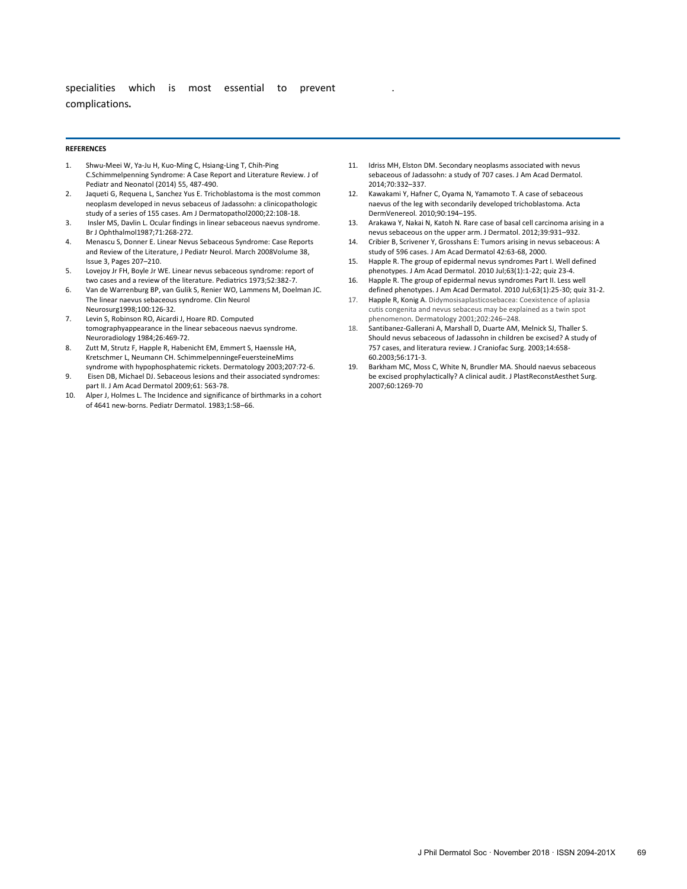specialities which is most essential to prevent .
complications**.**

**REFERENCES**

1. Shwu-Meei W, Ya-Ju H, Kuo-Ming C, Hsiang-Ling T, Chih-Ping C.Schimmelpenning Syndrome: A Case Report and Literature Review. J of Pediatr and Neonatol (2014) 55, 487-490.
2. Jaqueti G, Requena L, Sanchez Yus E. Trichoblastoma is the most common neoplasm developed in nevus sebaceus of Jadassohn: a clinicopathologic study of a series of 155 cases. Am J Dermatopathol2000;22:108-18.
3. Insler MS, Davlin L. Ocular findings in linear sebaceous naevus syndrome. Br J Ophthalmol1987;71:268-272.
4. Menascu S, Donner E. Linear Nevus Sebaceous Syndrome: Case Reports and Review of the Literature, J Pediatr Neurol. March 2008Volume 38, Issue 3, Pages 207–210.
5. Lovejoy Jr FH, Boyle Jr WE. Linear nevus sebaceous syndrome: report of two cases and a review of the literature. Pediatrics 1973;52:382-7.
6. Van de Warrenburg BP, van Gulik S, Renier WO, Lammens M, Doelman JC. The linear naevus sebaceous syndrome. Clin Neurol Neurosurg1998;100:126-32.
7. Levin S, Robinson RO, Aicardi J, Hoare RD. Computed tomographyappearance in the linear sebaceous naevus syndrome. Neuroradiology 1984;26:469-72.
8. Zutt M, Strutz F, Happle R, Habenicht EM, Emmert S, Haenssle HA, Kretschmer L, Neumann CH. SchimmelpenningeFeuersteineMims syndrome with hypophosphatemic rickets. Dermatology 2003;207:72-6.
9. Eisen DB, Michael DJ. Sebaceous lesions and their associated syndromes: part II. J Am Acad Dermatol 2009;61: 563-78.
10. Alper J, Holmes L. The Incidence and significance of birthmarks in a cohort of 4641 new-borns. Pediatr Dermatol. 1983;1:58–66.
11. Idriss MH, Elston DM. Secondary neoplasms associated with nevus sebaceous of Jadassohn: a study of 707 cases. J Am Acad Dermatol. 2014;70:332–337.
12. Kawakami Y, Hafner C, Oyama N, Yamamoto T. A case of sebaceous naevus of the leg with secondarily developed trichoblastoma. Acta DermVenereol. 2010;90:194–195.
13. Arakawa Y, Nakai N, Katoh N. Rare case of basal cell carcinoma arising in a nevus sebaceous on the upper arm. J Dermatol. 2012;39:931–932.
14. Cribier B, Scrivener Y, Grosshans E: Tumors arising in nevus sebaceous: A study of 596 cases. J Am Acad Dermatol 42:63-68, 2000.
15. Happle R. The group of epidermal nevus syndromes Part I. Well defined phenotypes. J Am Acad Dermatol. 2010 Jul;63(1):1-22; quiz 23-4.
16. Happle R. The group of epidermal nevus syndromes Part II. Less well defined phenotypes. J Am Acad Dermatol. 2010 Jul;63(1):25-30; quiz 31-2.
17. Happle R, Konig A. Didymosisaplasticosebacea: Coexistence of aplasia cutis congenita and nevus sebaceus may be explained as a twin spot phenomenon. Dermatology 2001;202:246–248.
18. Santibanez-Gallerani A, Marshall D, Duarte AM, Melnick SJ, Thaller S. Should nevus sebaceous of Jadassohn in children be excised? A study of 757 cases, and literatura review. J Craniofac Surg. 2003;14:658-60.2003;56:171-3.
19. Barkham MC, Moss C, White N, Brundler MA. Should naevus sebaceous be excised prophylactically? A clinical audit. J PlastReconstAesthet Surg. 2007;60:1269-70